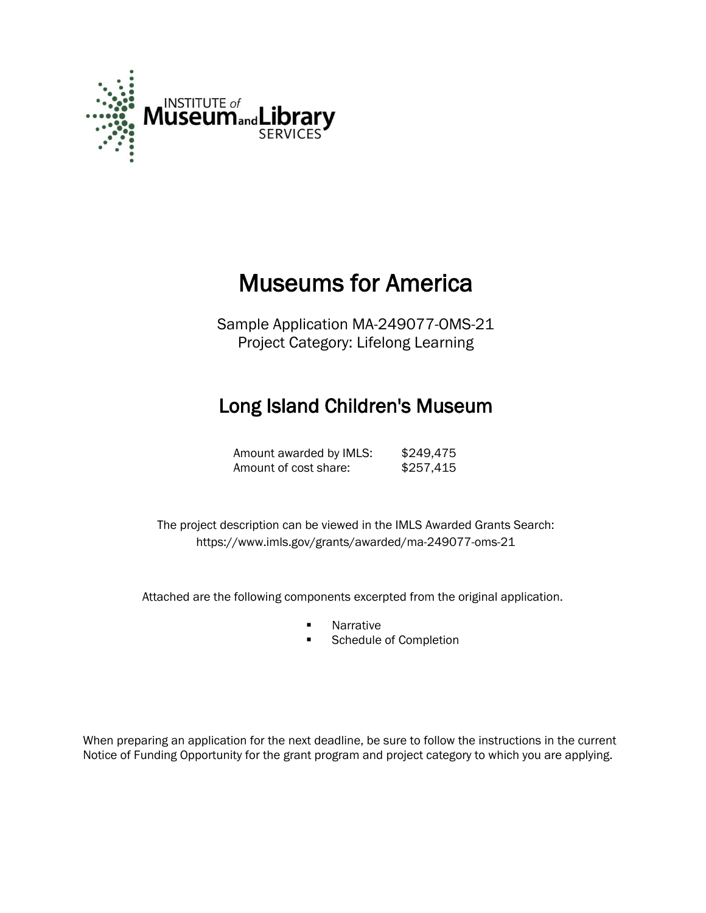INSTITUTE of Museum and Library SERVICES

# Museums for America

Sample Application MA-249077-OMS-21
Project Category: Lifelong Learning

## Long Island Children's Museum

| | |
|---|---|
| Amount awarded by IMLS: | $249,475 |
| Amount of cost share: | $257,415 |

The project description can be viewed in the IMLS Awarded Grants Search:
https://www.imls.gov/grants/awarded/ma-249077-oms-21

Attached are the following components excerpted from the original application.

- Narrative
- Schedule of Completion

When preparing an application for the next deadline, be sure to follow the instructions in the current Notice of Funding Opportunity for the grant program and project category to which you are applying.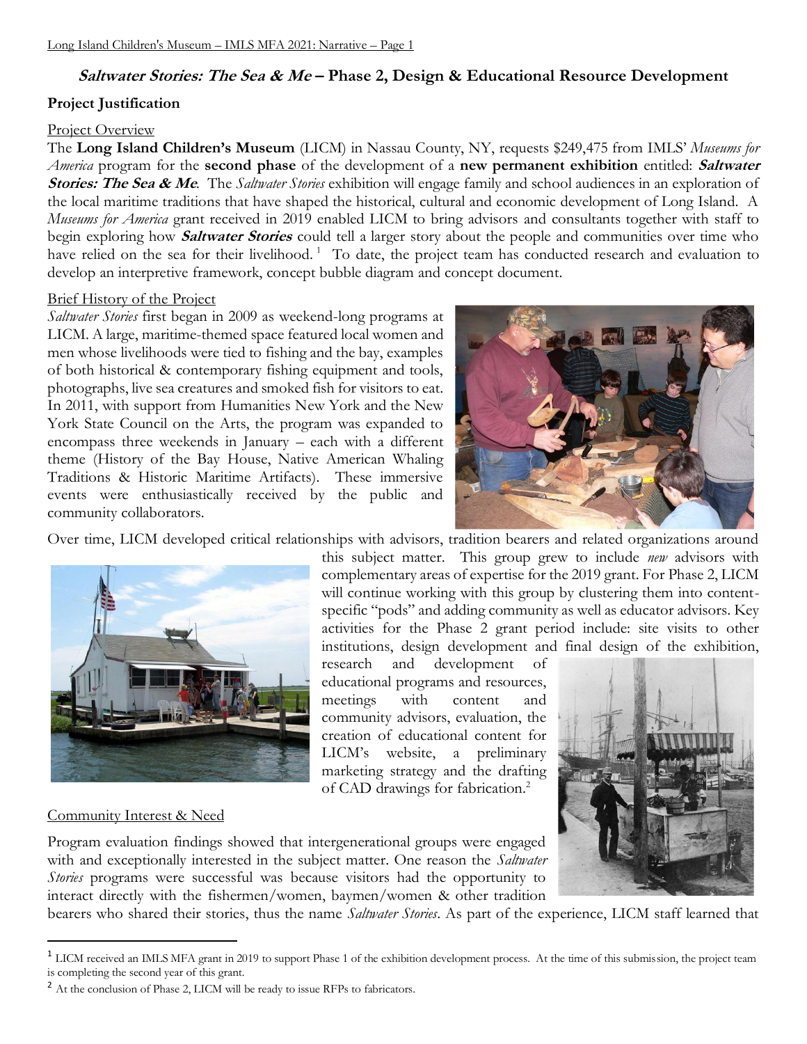## *Saltwater Stories: The Sea & Me* – Phase 2, Design & Educational Resource Development

### Project Justification

Project Overview

The **Long Island Children's Museum** (LICM) in Nassau County, NY, requests $249,475 from IMLS' *Museums for America* program for the **second phase** of the development of a **new permanent exhibition** entitled: ***Saltwater Stories: The Sea & Me***. The *Saltwater Stories* exhibition will engage family and school audiences in an exploration of the local maritime traditions that have shaped the historical, cultural and economic development of Long Island. A *Museums for America* grant received in 2019 enabled LICM to bring advisors and consultants together with staff to begin exploring how ***Saltwater Stories*** could tell a larger story about the people and communities over time who have relied on the sea for their livelihood.[1] To date, the project team has conducted research and evaluation to develop an interpretive framework, concept bubble diagram and concept document.

Brief History of the Project

*Saltwater Stories* first began in 2009 as weekend-long programs at LICM. A large, maritime-themed space featured local women and men whose livelihoods were tied to fishing and the bay, examples of both historical & contemporary fishing equipment and tools, photographs, live sea creatures and smoked fish for visitors to eat. In 2011, with support from Humanities New York and the New York State Council on the Arts, the program was expanded to encompass three weekends in January – each with a different theme (History of the Bay House, Native American Whaling Traditions & Historic Maritime Artifacts). These immersive events were enthusiastically received by the public and community collaborators.

Over time, LICM developed critical relationships with advisors, tradition bearers and related organizations around this subject matter. This group grew to include *new* advisors with complementary areas of expertise for the 2019 grant. For Phase 2, LICM will continue working with this group by clustering them into content-specific "pods" and adding community as well as educator advisors. Key activities for the Phase 2 grant period include: site visits to other institutions, design development and final design of the exhibition, research and development of educational programs and resources, meetings with content and community advisors, evaluation, the creation of educational content for LICM's website, a preliminary marketing strategy and the drafting of CAD drawings for fabrication.[2]

Community Interest & Need

Program evaluation findings showed that intergenerational groups were engaged with and exceptionally interested in the subject matter. One reason the *Saltwater Stories* programs were successful was because visitors had the opportunity to interact directly with the fishermen/women, baymen/women & other tradition bearers who shared their stories, thus the name *Saltwater Stories*. As part of the experience, LICM staff learned that

---

[1] LICM received an IMLS MFA grant in 2019 to support Phase 1 of the exhibition development process. At the time of this submission, the project team is completing the second year of this grant.

[2] At the conclusion of Phase 2, LICM will be ready to issue RFPs to fabricators.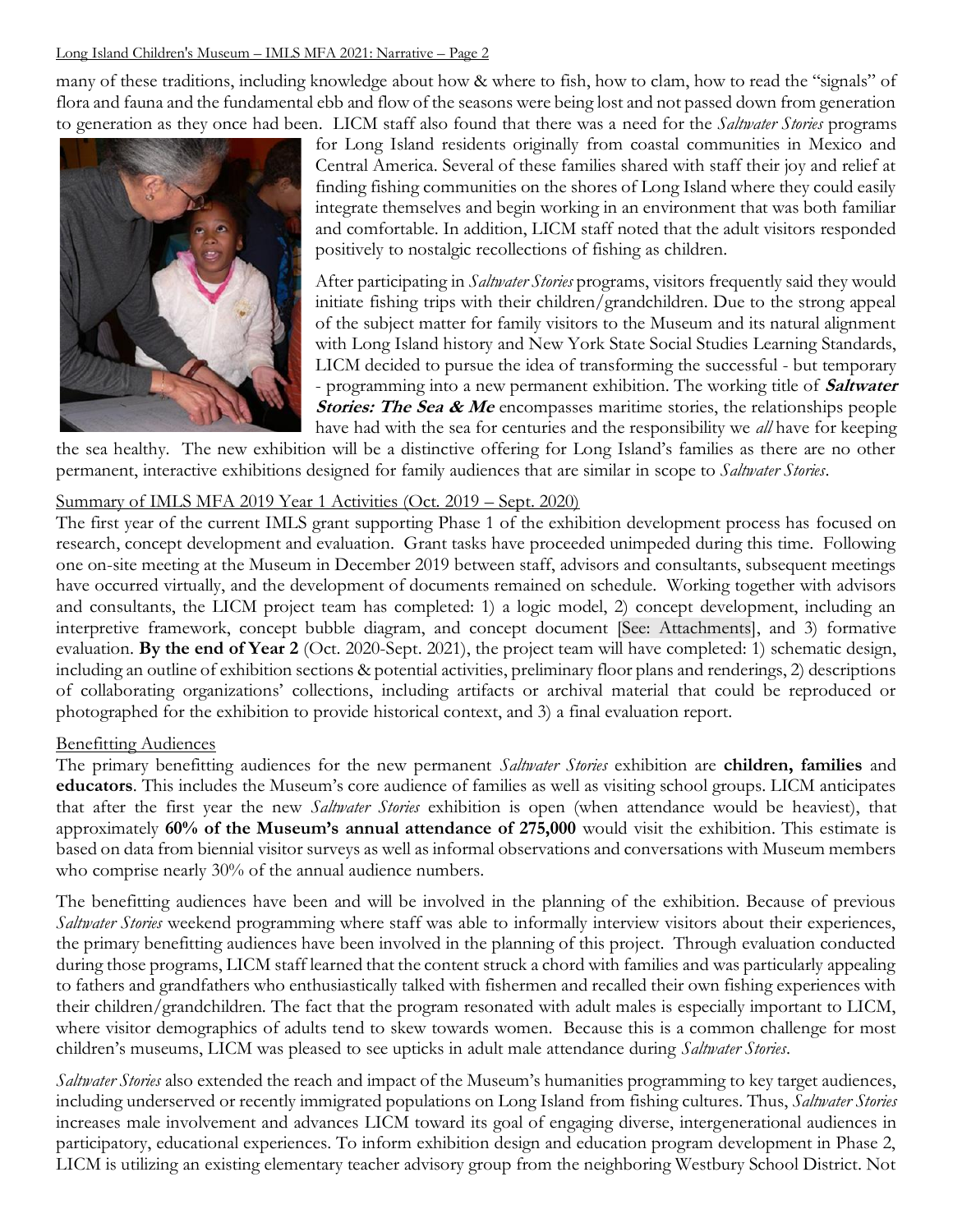many of these traditions, including knowledge about how & where to fish, how to clam, how to read the "signals" of flora and fauna and the fundamental ebb and flow of the seasons were being lost and not passed down from generation to generation as they once had been. LICM staff also found that there was a need for the *Saltwater Stories* programs for Long Island residents originally from coastal communities in Mexico and Central America. Several of these families shared with staff their joy and relief at finding fishing communities on the shores of Long Island where they could easily integrate themselves and begin working in an environment that was both familiar and comfortable. In addition, LICM staff noted that the adult visitors responded positively to nostalgic recollections of fishing as children.

After participating in *Saltwater Stories* programs, visitors frequently said they would initiate fishing trips with their children/grandchildren. Due to the strong appeal of the subject matter for family visitors to the Museum and its natural alignment with Long Island history and New York State Social Studies Learning Standards, LICM decided to pursue the idea of transforming the successful - but temporary - programming into a new permanent exhibition. The working title of ***Saltwater Stories: The Sea & Me*** encompasses maritime stories, the relationships people have had with the sea for centuries and the responsibility we *all* have for keeping the sea healthy. The new exhibition will be a distinctive offering for Long Island's families as there are no other permanent, interactive exhibitions designed for family audiences that are similar in scope to *Saltwater Stories*.

## Summary of IMLS MFA 2019 Year 1 Activities (Oct. 2019 – Sept. 2020)

The first year of the current IMLS grant supporting Phase 1 of the exhibition development process has focused on research, concept development and evaluation. Grant tasks have proceeded unimpeded during this time. Following one on-site meeting at the Museum in December 2019 between staff, advisors and consultants, subsequent meetings have occurred virtually, and the development of documents remained on schedule. Working together with advisors and consultants, the LICM project team has completed: 1) a logic model, 2) concept development, including an interpretive framework, concept bubble diagram, and concept document [See: Attachments], and 3) formative evaluation. **By the end of Year 2** (Oct. 2020-Sept. 2021), the project team will have completed: 1) schematic design, including an outline of exhibition sections & potential activities, preliminary floor plans and renderings, 2) descriptions of collaborating organizations' collections, including artifacts or archival material that could be reproduced or photographed for the exhibition to provide historical context, and 3) a final evaluation report.

## Benefitting Audiences

The primary benefitting audiences for the new permanent *Saltwater Stories* exhibition are **children, families** and **educators**. This includes the Museum's core audience of families as well as visiting school groups. LICM anticipates that after the first year the new *Saltwater Stories* exhibition is open (when attendance would be heaviest), that approximately **60% of the Museum's annual attendance of 275,000** would visit the exhibition. This estimate is based on data from biennial visitor surveys as well as informal observations and conversations with Museum members who comprise nearly 30% of the annual audience numbers.

The benefitting audiences have been and will be involved in the planning of the exhibition. Because of previous *Saltwater Stories* weekend programming where staff was able to informally interview visitors about their experiences, the primary benefitting audiences have been involved in the planning of this project. Through evaluation conducted during those programs, LICM staff learned that the content struck a chord with families and was particularly appealing to fathers and grandfathers who enthusiastically talked with fishermen and recalled their own fishing experiences with their children/grandchildren. The fact that the program resonated with adult males is especially important to LICM, where visitor demographics of adults tend to skew towards women. Because this is a common challenge for most children's museums, LICM was pleased to see upticks in adult male attendance during *Saltwater Stories*.

*Saltwater Stories* also extended the reach and impact of the Museum's humanities programming to key target audiences, including underserved or recently immigrated populations on Long Island from fishing cultures. Thus, *Saltwater Stories* increases male involvement and advances LICM toward its goal of engaging diverse, intergenerational audiences in participatory, educational experiences. To inform exhibition design and education program development in Phase 2, LICM is utilizing an existing elementary teacher advisory group from the neighboring Westbury School District. Not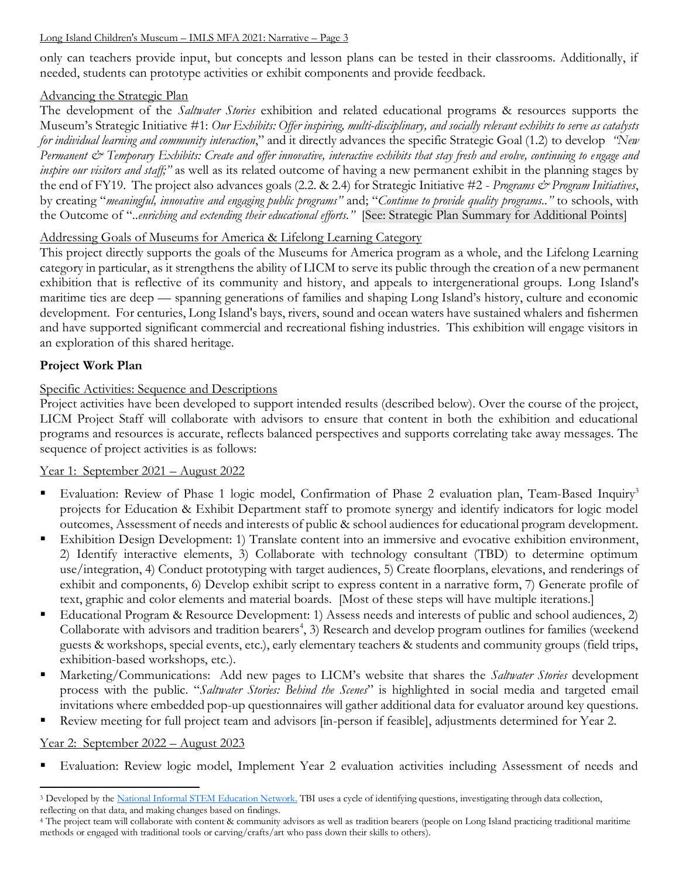only can teachers provide input, but concepts and lesson plans can be tested in their classrooms. Additionally, if needed, students can prototype activities or exhibit components and provide feedback.

Advancing the Strategic Plan

The development of the *Saltwater Stories* exhibition and related educational programs & resources supports the Museum's Strategic Initiative #1: *Our Exhibits: Offer inspiring, multi-disciplinary, and socially relevant exhibits to serve as catalysts for individual learning and community interaction*," and it directly advances the specific Strategic Goal (1.2) to develop *"New Permanent & Temporary Exhibits: Create and offer innovative, interactive exhibits that stay fresh and evolve, continuing to engage and inspire our visitors and staff;"* as well as its related outcome of having a new permanent exhibit in the planning stages by the end of FY19. The project also advances goals (2.2. & 2.4) for Strategic Initiative #2 - *Programs & Program Initiatives*, by creating "*meaningful, innovative and engaging public programs"* and; "*Continue to provide quality programs.."* to schools, with the Outcome of "*..enriching and extending their educational efforts."* [See: Strategic Plan Summary for Additional Points]

Addressing Goals of Museums for America & Lifelong Learning Category

This project directly supports the goals of the Museums for America program as a whole, and the Lifelong Learning category in particular, as it strengthens the ability of LICM to serve its public through the creation of a new permanent exhibition that is reflective of its community and history, and appeals to intergenerational groups. Long Island's maritime ties are deep — spanning generations of families and shaping Long Island's history, culture and economic development. For centuries, Long Island's bays, rivers, sound and ocean waters have sustained whalers and fishermen and have supported significant commercial and recreational fishing industries. This exhibition will engage visitors in an exploration of this shared heritage.

**Project Work Plan**

Specific Activities: Sequence and Descriptions

Project activities have been developed to support intended results (described below). Over the course of the project, LICM Project Staff will collaborate with advisors to ensure that content in both the exhibition and educational programs and resources is accurate, reflects balanced perspectives and supports correlating take away messages. The sequence of project activities is as follows:

Year 1: September 2021 – August 2022

- Evaluation: Review of Phase 1 logic model, Confirmation of Phase 2 evaluation plan, Team-Based Inquiry[3] projects for Education & Exhibit Department staff to promote synergy and identify indicators for logic model outcomes, Assessment of needs and interests of public & school audiences for educational program development.
- Exhibition Design Development: 1) Translate content into an immersive and evocative exhibition environment, 2) Identify interactive elements, 3) Collaborate with technology consultant (TBD) to determine optimum use/integration, 4) Conduct prototyping with target audiences, 5) Create floorplans, elevations, and renderings of exhibit and components, 6) Develop exhibit script to express content in a narrative form, 7) Generate profile of text, graphic and color elements and material boards. [Most of these steps will have multiple iterations.]
- Educational Program & Resource Development: 1) Assess needs and interests of public and school audiences, 2) Collaborate with advisors and tradition bearers[4], 3) Research and develop program outlines for families (weekend guests & workshops, special events, etc.), early elementary teachers & students and community groups (field trips, exhibition-based workshops, etc.).
- Marketing/Communications: Add new pages to LICM's website that shares the *Saltwater Stories* development process with the public. "*Saltwater Stories: Behind the Scenes*" is highlighted in social media and targeted email invitations where embedded pop-up questionnaires will gather additional data for evaluator around key questions.
- Review meeting for full project team and advisors [in-person if feasible], adjustments determined for Year 2.

Year 2: September 2022 – August 2023

- Evaluation: Review logic model, Implement Year 2 evaluation activities including Assessment of needs and

---

[3] Developed by the National Informal STEM Education Network. TBI uses a cycle of identifying questions, investigating through data collection, reflecting on that data, and making changes based on findings.

[4] The project team will collaborate with content & community advisors as well as tradition bearers (people on Long Island practicing traditional maritime methods or engaged with traditional tools or carving/crafts/art who pass down their skills to others).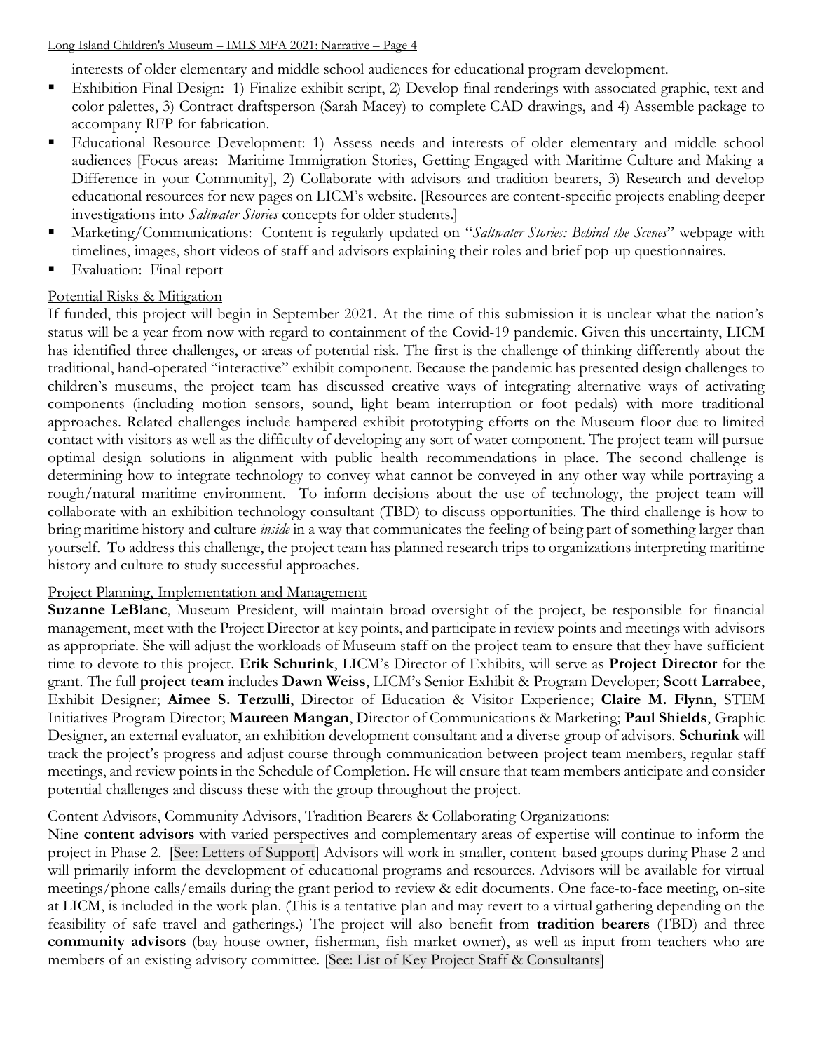interests of older elementary and middle school audiences for educational program development.

- Exhibition Final Design: 1) Finalize exhibit script, 2) Develop final renderings with associated graphic, text and color palettes, 3) Contract draftsperson (Sarah Macey) to complete CAD drawings, and 4) Assemble package to accompany RFP for fabrication.
- Educational Resource Development: 1) Assess needs and interests of older elementary and middle school audiences [Focus areas: Maritime Immigration Stories, Getting Engaged with Maritime Culture and Making a Difference in your Community], 2) Collaborate with advisors and tradition bearers, 3) Research and develop educational resources for new pages on LICM's website. [Resources are content-specific projects enabling deeper investigations into *Saltwater Stories* concepts for older students.]
- Marketing/Communications: Content is regularly updated on "*Saltwater Stories: Behind the Scenes*" webpage with timelines, images, short videos of staff and advisors explaining their roles and brief pop-up questionnaires.
- Evaluation: Final report

Potential Risks & Mitigation

If funded, this project will begin in September 2021. At the time of this submission it is unclear what the nation's status will be a year from now with regard to containment of the Covid-19 pandemic. Given this uncertainty, LICM has identified three challenges, or areas of potential risk. The first is the challenge of thinking differently about the traditional, hand-operated "interactive" exhibit component. Because the pandemic has presented design challenges to children's museums, the project team has discussed creative ways of integrating alternative ways of activating components (including motion sensors, sound, light beam interruption or foot pedals) with more traditional approaches. Related challenges include hampered exhibit prototyping efforts on the Museum floor due to limited contact with visitors as well as the difficulty of developing any sort of water component. The project team will pursue optimal design solutions in alignment with public health recommendations in place. The second challenge is determining how to integrate technology to convey what cannot be conveyed in any other way while portraying a rough/natural maritime environment. To inform decisions about the use of technology, the project team will collaborate with an exhibition technology consultant (TBD) to discuss opportunities. The third challenge is how to bring maritime history and culture *inside* in a way that communicates the feeling of being part of something larger than yourself. To address this challenge, the project team has planned research trips to organizations interpreting maritime history and culture to study successful approaches.

Project Planning, Implementation and Management

**Suzanne LeBlanc**, Museum President, will maintain broad oversight of the project, be responsible for financial management, meet with the Project Director at key points, and participate in review points and meetings with advisors as appropriate. She will adjust the workloads of Museum staff on the project team to ensure that they have sufficient time to devote to this project. **Erik Schurink**, LICM's Director of Exhibits, will serve as **Project Director** for the grant. The full **project team** includes **Dawn Weiss**, LICM's Senior Exhibit & Program Developer; **Scott Larrabee**, Exhibit Designer; **Aimee S. Terzulli**, Director of Education & Visitor Experience; **Claire M. Flynn**, STEM Initiatives Program Director; **Maureen Mangan**, Director of Communications & Marketing; **Paul Shields**, Graphic Designer, an external evaluator, an exhibition development consultant and a diverse group of advisors. **Schurink** will track the project's progress and adjust course through communication between project team members, regular staff meetings, and review points in the Schedule of Completion. He will ensure that team members anticipate and consider potential challenges and discuss these with the group throughout the project.

Content Advisors, Community Advisors, Tradition Bearers & Collaborating Organizations:

Nine **content advisors** with varied perspectives and complementary areas of expertise will continue to inform the project in Phase 2. [See: Letters of Support] Advisors will work in smaller, content-based groups during Phase 2 and will primarily inform the development of educational programs and resources. Advisors will be available for virtual meetings/phone calls/emails during the grant period to review & edit documents. One face-to-face meeting, on-site at LICM, is included in the work plan. (This is a tentative plan and may revert to a virtual gathering depending on the feasibility of safe travel and gatherings.) The project will also benefit from **tradition bearers** (TBD) and three **community advisors** (bay house owner, fisherman, fish market owner), as well as input from teachers who are members of an existing advisory committee. [See: List of Key Project Staff & Consultants]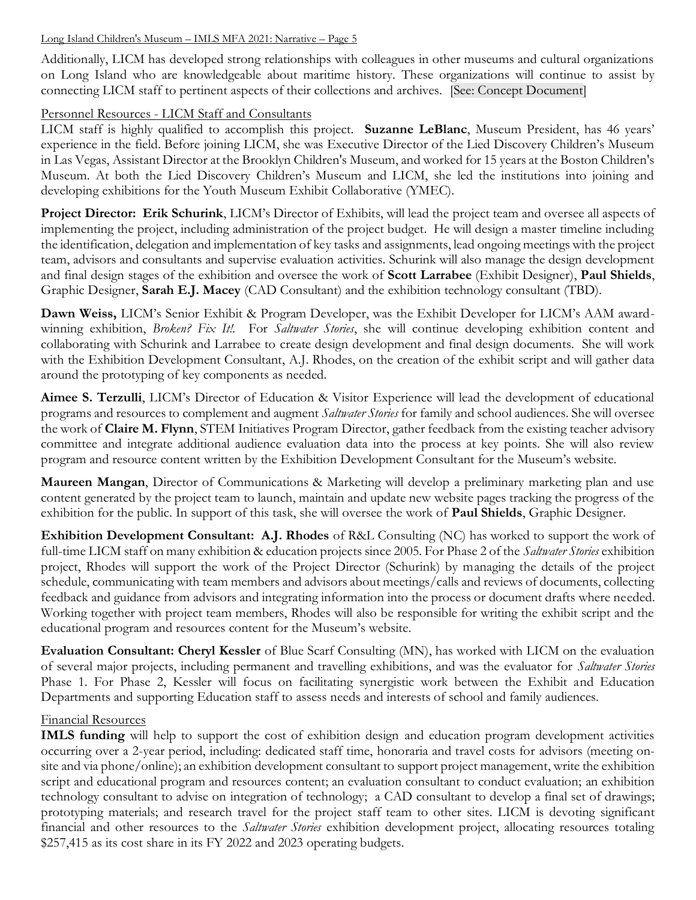Additionally, LICM has developed strong relationships with colleagues in other museums and cultural organizations on Long Island who are knowledgeable about maritime history. These organizations will continue to assist by connecting LICM staff to pertinent aspects of their collections and archives. [See: Concept Document]

## Personnel Resources - LICM Staff and Consultants

LICM staff is highly qualified to accomplish this project. **Suzanne LeBlanc**, Museum President, has 46 years' experience in the field. Before joining LICM, she was Executive Director of the Lied Discovery Children's Museum in Las Vegas, Assistant Director at the Brooklyn Children's Museum, and worked for 15 years at the Boston Children's Museum. At both the Lied Discovery Children's Museum and LICM, she led the institutions into joining and developing exhibitions for the Youth Museum Exhibit Collaborative (YMEC).

**Project Director: Erik Schurink**, LICM's Director of Exhibits, will lead the project team and oversee all aspects of implementing the project, including administration of the project budget. He will design a master timeline including the identification, delegation and implementation of key tasks and assignments, lead ongoing meetings with the project team, advisors and consultants and supervise evaluation activities. Schurink will also manage the design development and final design stages of the exhibition and oversee the work of **Scott Larrabee** (Exhibit Designer), **Paul Shields**, Graphic Designer, **Sarah E.J. Macey** (CAD Consultant) and the exhibition technology consultant (TBD).

**Dawn Weiss,** LICM's Senior Exhibit & Program Developer, was the Exhibit Developer for LICM's AAM award-winning exhibition, *Broken? Fix It!*. For *Saltwater Stories*, she will continue developing exhibition content and collaborating with Schurink and Larrabee to create design development and final design documents. She will work with the Exhibition Development Consultant, A.J. Rhodes, on the creation of the exhibit script and will gather data around the prototyping of key components as needed.

**Aimee S. Terzulli**, LICM's Director of Education & Visitor Experience will lead the development of educational programs and resources to complement and augment *Saltwater Stories* for family and school audiences. She will oversee the work of **Claire M. Flynn**, STEM Initiatives Program Director, gather feedback from the existing teacher advisory committee and integrate additional audience evaluation data into the process at key points. She will also review program and resource content written by the Exhibition Development Consultant for the Museum's website.

**Maureen Mangan**, Director of Communications & Marketing will develop a preliminary marketing plan and use content generated by the project team to launch, maintain and update new website pages tracking the progress of the exhibition for the public. In support of this task, she will oversee the work of **Paul Shields**, Graphic Designer.

**Exhibition Development Consultant: A.J. Rhodes** of R&L Consulting (NC) has worked to support the work of full-time LICM staff on many exhibition & education projects since 2005. For Phase 2 of the *Saltwater Stories* exhibition project, Rhodes will support the work of the Project Director (Schurink) by managing the details of the project schedule, communicating with team members and advisors about meetings/calls and reviews of documents, collecting feedback and guidance from advisors and integrating information into the process or document drafts where needed. Working together with project team members, Rhodes will also be responsible for writing the exhibit script and the educational program and resources content for the Museum's website.

**Evaluation Consultant: Cheryl Kessler** of Blue Scarf Consulting (MN), has worked with LICM on the evaluation of several major projects, including permanent and travelling exhibitions, and was the evaluator for *Saltwater Stories* Phase 1. For Phase 2, Kessler will focus on facilitating synergistic work between the Exhibit and Education Departments and supporting Education staff to assess needs and interests of school and family audiences.

## Financial Resources

**IMLS funding** will help to support the cost of exhibition design and education program development activities occurring over a 2-year period, including: dedicated staff time, honoraria and travel costs for advisors (meeting on-site and via phone/online); an exhibition development consultant to support project management, write the exhibition script and educational program and resources content; an evaluation consultant to conduct evaluation; an exhibition technology consultant to advise on integration of technology; a CAD consultant to develop a final set of drawings; prototyping materials; and research travel for the project staff team to other sites. LICM is devoting significant financial and other resources to the *Saltwater Stories* exhibition development project, allocating resources totaling $257,415 as its cost share in its FY 2022 and 2023 operating budgets.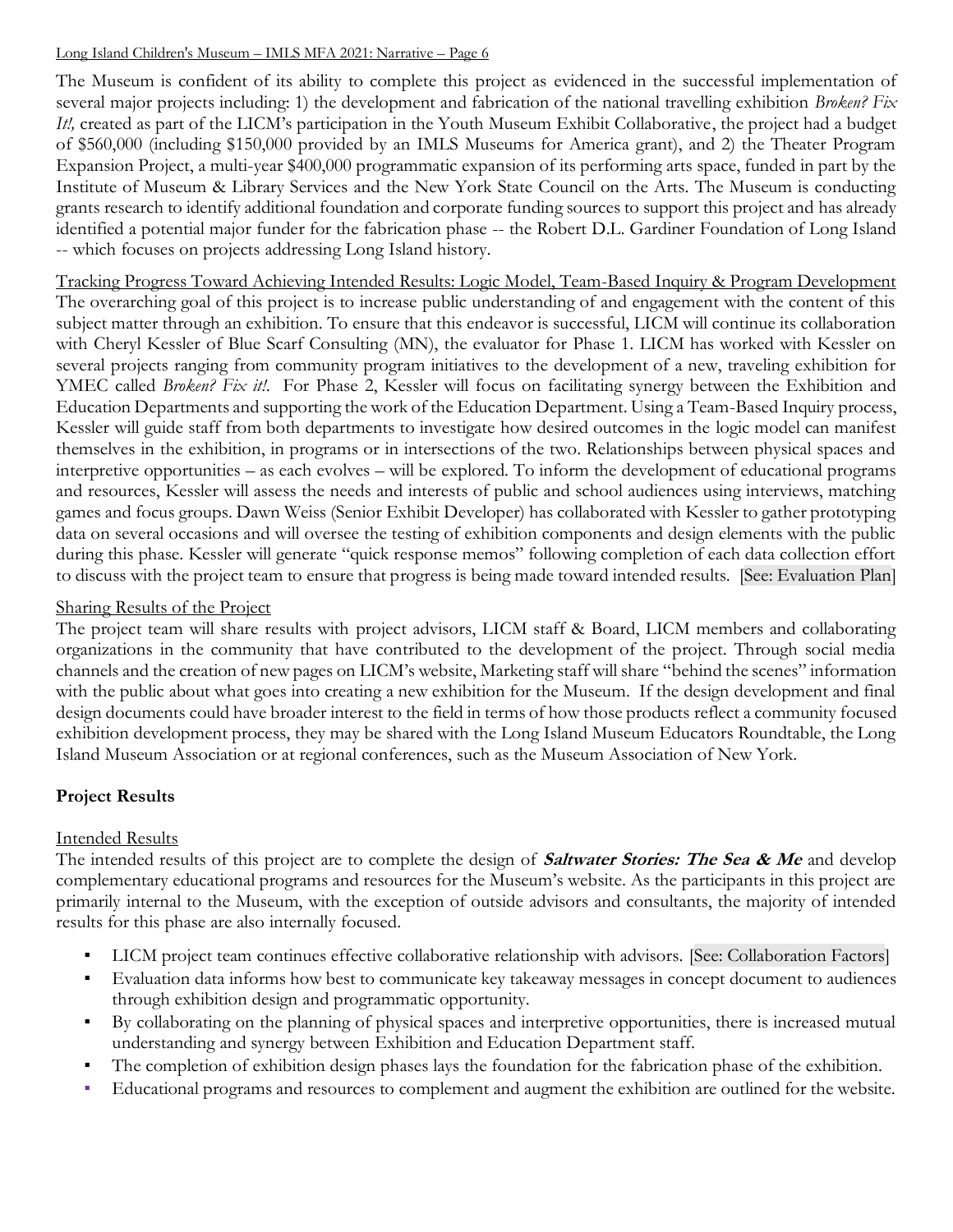The Museum is confident of its ability to complete this project as evidenced in the successful implementation of several major projects including: 1) the development and fabrication of the national travelling exhibition *Broken? Fix It!,* created as part of the LICM's participation in the Youth Museum Exhibit Collaborative, the project had a budget of $560,000 (including $150,000 provided by an IMLS Museums for America grant), and 2) the Theater Program Expansion Project, a multi-year $400,000 programmatic expansion of its performing arts space, funded in part by the Institute of Museum & Library Services and the New York State Council on the Arts. The Museum is conducting grants research to identify additional foundation and corporate funding sources to support this project and has already identified a potential major funder for the fabrication phase -- the Robert D.L. Gardiner Foundation of Long Island -- which focuses on projects addressing Long Island history.

Tracking Progress Toward Achieving Intended Results: Logic Model, Team-Based Inquiry & Program Development

The overarching goal of this project is to increase public understanding of and engagement with the content of this subject matter through an exhibition. To ensure that this endeavor is successful, LICM will continue its collaboration with Cheryl Kessler of Blue Scarf Consulting (MN), the evaluator for Phase 1. LICM has worked with Kessler on several projects ranging from community program initiatives to the development of a new, traveling exhibition for YMEC called *Broken? Fix it!*. For Phase 2, Kessler will focus on facilitating synergy between the Exhibition and Education Departments and supporting the work of the Education Department. Using a Team-Based Inquiry process, Kessler will guide staff from both departments to investigate how desired outcomes in the logic model can manifest themselves in the exhibition, in programs or in intersections of the two. Relationships between physical spaces and interpretive opportunities – as each evolves – will be explored. To inform the development of educational programs and resources, Kessler will assess the needs and interests of public and school audiences using interviews, matching games and focus groups. Dawn Weiss (Senior Exhibit Developer) has collaborated with Kessler to gather prototyping data on several occasions and will oversee the testing of exhibition components and design elements with the public during this phase. Kessler will generate "quick response memos" following completion of each data collection effort to discuss with the project team to ensure that progress is being made toward intended results. [See: Evaluation Plan]

Sharing Results of the Project

The project team will share results with project advisors, LICM staff & Board, LICM members and collaborating organizations in the community that have contributed to the development of the project. Through social media channels and the creation of new pages on LICM's website, Marketing staff will share "behind the scenes" information with the public about what goes into creating a new exhibition for the Museum. If the design development and final design documents could have broader interest to the field in terms of how those products reflect a community focused exhibition development process, they may be shared with the Long Island Museum Educators Roundtable, the Long Island Museum Association or at regional conferences, such as the Museum Association of New York.

## Project Results

Intended Results

The intended results of this project are to complete the design of ***Saltwater Stories: The Sea & Me*** and develop complementary educational programs and resources for the Museum's website. As the participants in this project are primarily internal to the Museum, with the exception of outside advisors and consultants, the majority of intended results for this phase are also internally focused.

- LICM project team continues effective collaborative relationship with advisors. [See: Collaboration Factors]
- Evaluation data informs how best to communicate key takeaway messages in concept document to audiences through exhibition design and programmatic opportunity.
- By collaborating on the planning of physical spaces and interpretive opportunities, there is increased mutual understanding and synergy between Exhibition and Education Department staff.
- The completion of exhibition design phases lays the foundation for the fabrication phase of the exhibition.
- Educational programs and resources to complement and augment the exhibition are outlined for the website.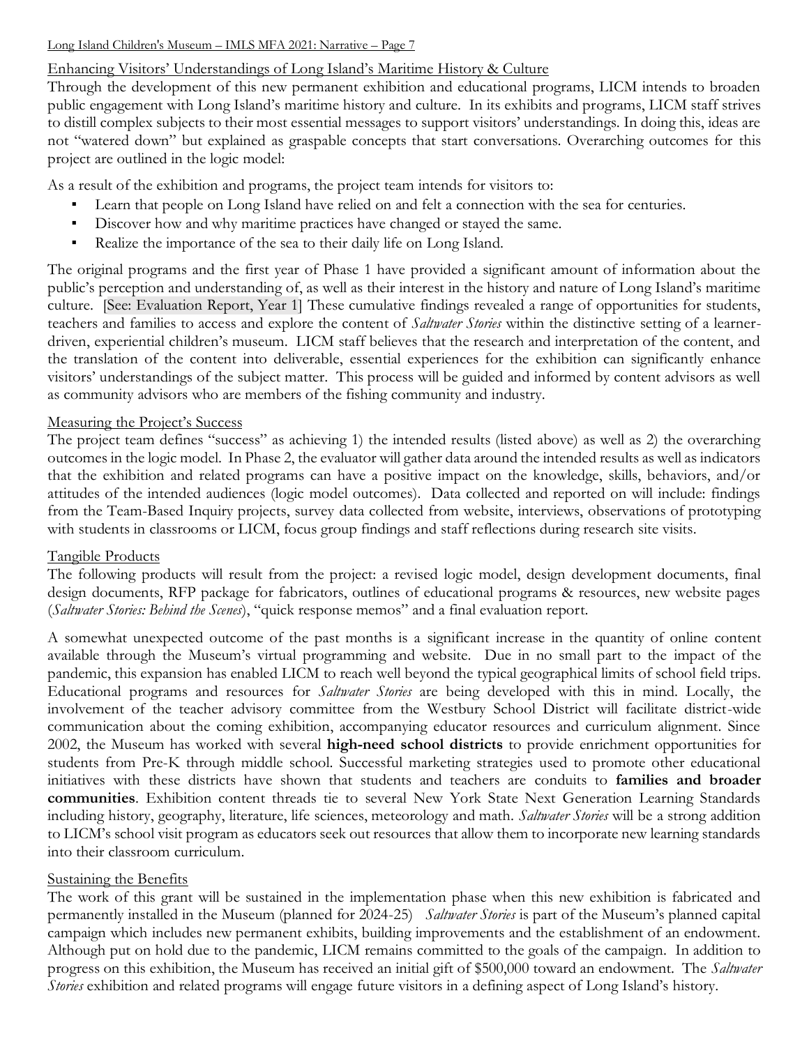## Enhancing Visitors' Understandings of Long Island's Maritime History & Culture

Through the development of this new permanent exhibition and educational programs, LICM intends to broaden public engagement with Long Island's maritime history and culture. In its exhibits and programs, LICM staff strives to distill complex subjects to their most essential messages to support visitors' understandings. In doing this, ideas are not "watered down" but explained as graspable concepts that start conversations. Overarching outcomes for this project are outlined in the logic model:

As a result of the exhibition and programs, the project team intends for visitors to:

- Learn that people on Long Island have relied on and felt a connection with the sea for centuries.
- Discover how and why maritime practices have changed or stayed the same.
- Realize the importance of the sea to their daily life on Long Island.

The original programs and the first year of Phase 1 have provided a significant amount of information about the public's perception and understanding of, as well as their interest in the history and nature of Long Island's maritime culture. [See: Evaluation Report, Year 1] These cumulative findings revealed a range of opportunities for students, teachers and families to access and explore the content of *Saltwater Stories* within the distinctive setting of a learner-driven, experiential children's museum. LICM staff believes that the research and interpretation of the content, and the translation of the content into deliverable, essential experiences for the exhibition can significantly enhance visitors' understandings of the subject matter. This process will be guided and informed by content advisors as well as community advisors who are members of the fishing community and industry.

## Measuring the Project's Success

The project team defines "success" as achieving 1) the intended results (listed above) as well as 2) the overarching outcomes in the logic model. In Phase 2, the evaluator will gather data around the intended results as well as indicators that the exhibition and related programs can have a positive impact on the knowledge, skills, behaviors, and/or attitudes of the intended audiences (logic model outcomes). Data collected and reported on will include: findings from the Team-Based Inquiry projects, survey data collected from website, interviews, observations of prototyping with students in classrooms or LICM, focus group findings and staff reflections during research site visits.

## Tangible Products

The following products will result from the project: a revised logic model, design development documents, final design documents, RFP package for fabricators, outlines of educational programs & resources, new website pages (*Saltwater Stories: Behind the Scenes*), "quick response memos" and a final evaluation report.

A somewhat unexpected outcome of the past months is a significant increase in the quantity of online content available through the Museum's virtual programming and website. Due in no small part to the impact of the pandemic, this expansion has enabled LICM to reach well beyond the typical geographical limits of school field trips. Educational programs and resources for *Saltwater Stories* are being developed with this in mind. Locally, the involvement of the teacher advisory committee from the Westbury School District will facilitate district-wide communication about the coming exhibition, accompanying educator resources and curriculum alignment. Since 2002, the Museum has worked with several **high-need school districts** to provide enrichment opportunities for students from Pre-K through middle school. Successful marketing strategies used to promote other educational initiatives with these districts have shown that students and teachers are conduits to **families and broader communities**. Exhibition content threads tie to several New York State Next Generation Learning Standards including history, geography, literature, life sciences, meteorology and math. *Saltwater Stories* will be a strong addition to LICM's school visit program as educators seek out resources that allow them to incorporate new learning standards into their classroom curriculum.

## Sustaining the Benefits

The work of this grant will be sustained in the implementation phase when this new exhibition is fabricated and permanently installed in the Museum (planned for 2024-25) *Saltwater Stories* is part of the Museum's planned capital campaign which includes new permanent exhibits, building improvements and the establishment of an endowment. Although put on hold due to the pandemic, LICM remains committed to the goals of the campaign. In addition to progress on this exhibition, the Museum has received an initial gift of $500,000 toward an endowment. The *Saltwater Stories* exhibition and related programs will engage future visitors in a defining aspect of Long Island's history.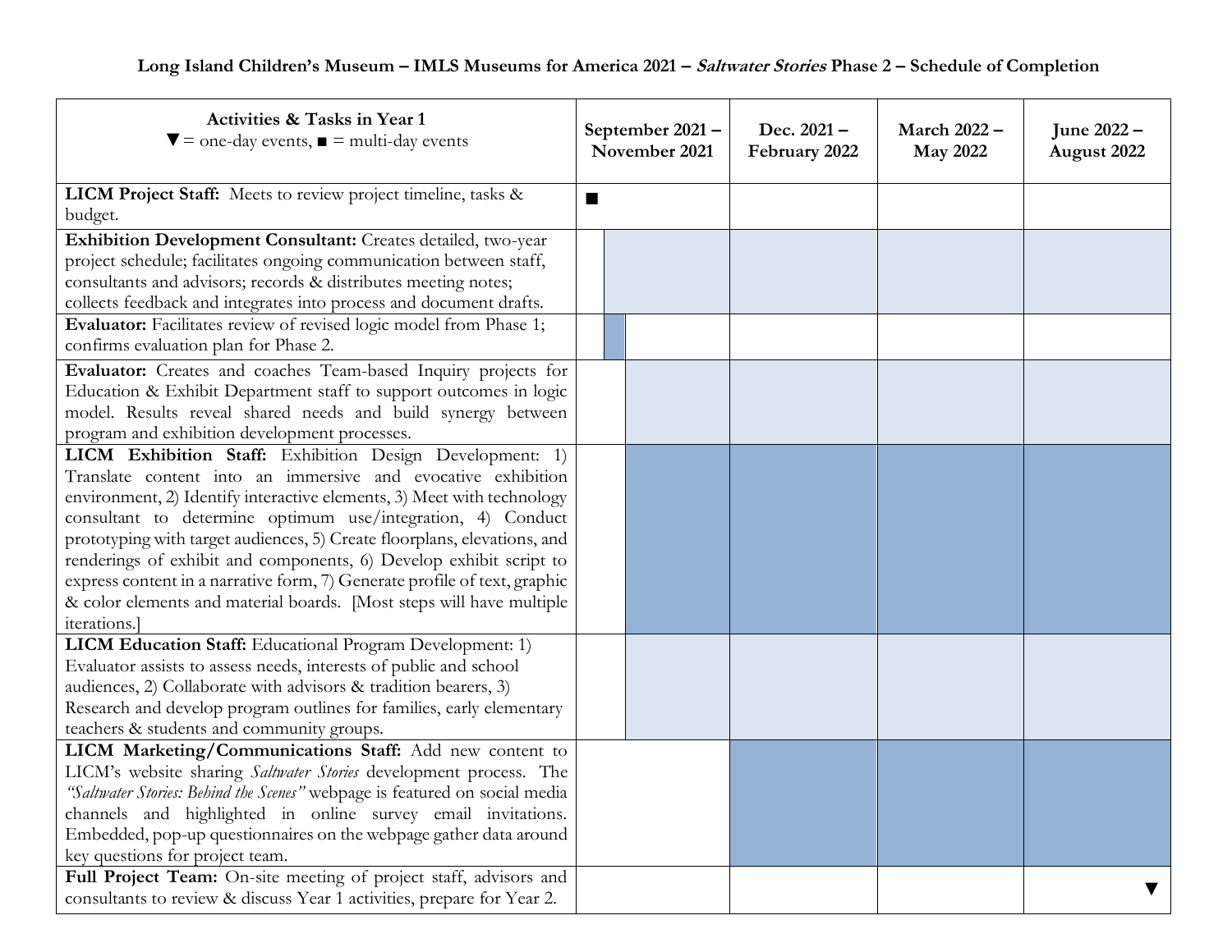**Long Island Children's Museum – IMLS Museums for America 2021 – *Saltwater Stories* Phase 2 – Schedule of Completion**

| Activities & Tasks in Year 1<br>▼ = one-day events, ■ = multi-day events | September 2021 – November 2021 | Dec. 2021 – February 2022 | March 2022 – May 2022 | June 2022 – August 2022 |
|---|---|---|---|---|
| **LICM Project Staff:** Meets to review project timeline, tasks & budget. | ■ | | | |
| **Exhibition Development Consultant:** Creates detailed, two-year project schedule; facilitates ongoing communication between staff, consultants and advisors; records & distributes meeting notes; collects feedback and integrates into process and document drafts. | | | | |
| **Evaluator:** Facilitates review of revised logic model from Phase 1; confirms evaluation plan for Phase 2. | | | | |
| **Evaluator:** Creates and coaches Team-based Inquiry projects for Education & Exhibit Department staff to support outcomes in logic model. Results reveal shared needs and build synergy between program and exhibition development processes. | | | | |
| **LICM Exhibition Staff:** Exhibition Design Development: 1) Translate content into an immersive and evocative exhibition environment, 2) Identify interactive elements, 3) Meet with technology consultant to determine optimum use/integration, 4) Conduct prototyping with target audiences, 5) Create floorplans, elevations, and renderings of exhibit and components, 6) Develop exhibit script to express content in a narrative form, 7) Generate profile of text, graphic & color elements and material boards. [Most steps will have multiple iterations.] | | | | |
| **LICM Education Staff:** Educational Program Development: 1) Evaluator assists to assess needs, interests of public and school audiences, 2) Collaborate with advisors & tradition bearers, 3) Research and develop program outlines for families, early elementary teachers & students and community groups. | | | | |
| **LICM Marketing/Communications Staff:** Add new content to LICM's website sharing *Saltwater Stories* development process. The *"Saltwater Stories: Behind the Scenes"* webpage is featured on social media channels and highlighted in online survey email invitations. Embedded, pop-up questionnaires on the webpage gather data around key questions for project team. | | | | |
| **Full Project Team:** On-site meeting of project staff, advisors and consultants to review & discuss Year 1 activities, prepare for Year 2. | | | | ▼ |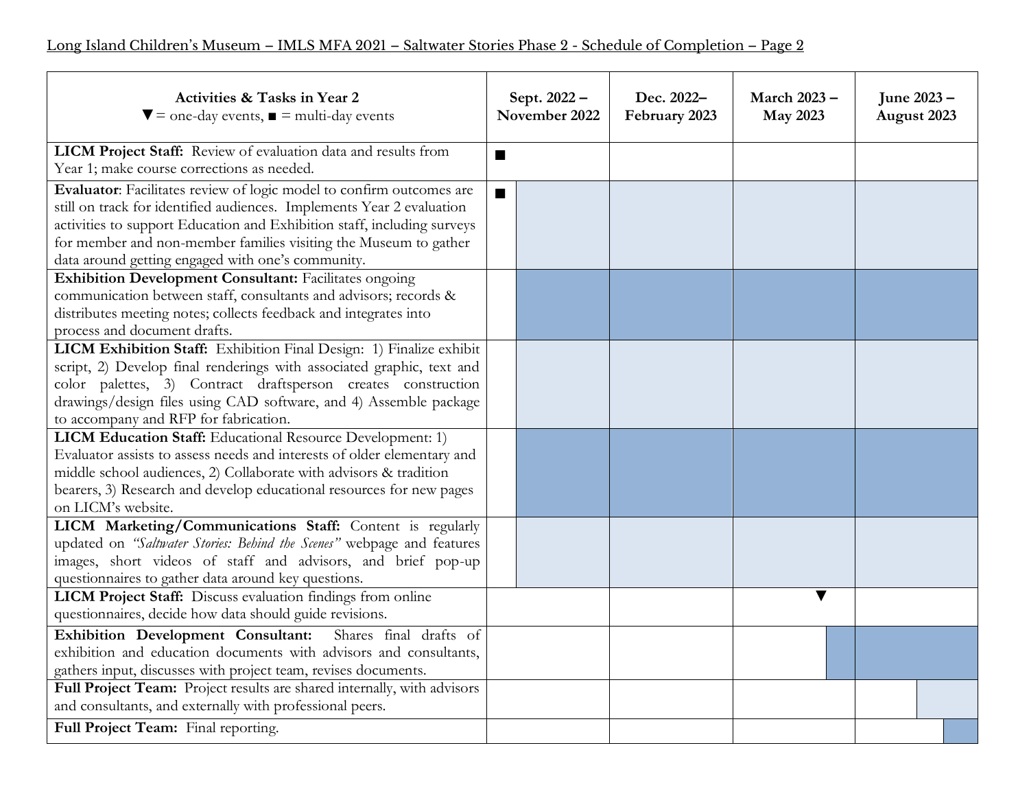Long Island Children's Museum – IMLS MFA 2021 – Saltwater Stories Phase 2 - Schedule of Completion – Page 2

| Activities & Tasks in Year 2 ▼ = one-day events, ■ = multi-day events | Sept. 2022 – November 2022 | Dec. 2022– February 2023 | March 2023 – May 2023 | June 2023 – August 2023 |
|---|---|---|---|---|
| **LICM Project Staff:** Review of evaluation data and results from Year 1; make course corrections as needed. | ■ | | | |
| **Evaluator**: Facilitates review of logic model to confirm outcomes are still on track for identified audiences. Implements Year 2 evaluation activities to support Education and Exhibition staff, including surveys for member and non-member families visiting the Museum to gather data around getting engaged with one's community. | ■ | | | |
| **Exhibition Development Consultant:** Facilitates ongoing communication between staff, consultants and advisors; records & distributes meeting notes; collects feedback and integrates into process and document drafts. | | | | |
| **LICM Exhibition Staff:** Exhibition Final Design: 1) Finalize exhibit script, 2) Develop final renderings with associated graphic, text and color palettes, 3) Contract draftsperson creates construction drawings/design files using CAD software, and 4) Assemble package to accompany and RFP for fabrication. | | | | |
| **LICM Education Staff:** Educational Resource Development: 1) Evaluator assists to assess needs and interests of older elementary and middle school audiences, 2) Collaborate with advisors & tradition bearers, 3) Research and develop educational resources for new pages on LICM's website. | | | | |
| **LICM Marketing/Communications Staff:** Content is regularly updated on *"Saltwater Stories: Behind the Scenes"* webpage and features images, short videos of staff and advisors, and brief pop-up questionnaires to gather data around key questions. | | | | |
| **LICM Project Staff:** Discuss evaluation findings from online questionnaires, decide how data should guide revisions. | | | ▼ | |
| **Exhibition Development Consultant:** Shares final drafts of exhibition and education documents with advisors and consultants, gathers input, discusses with project team, revises documents. | | | | |
| **Full Project Team:** Project results are shared internally, with advisors and consultants, and externally with professional peers. | | | | |
| **Full Project Team:** Final reporting. | | | | |